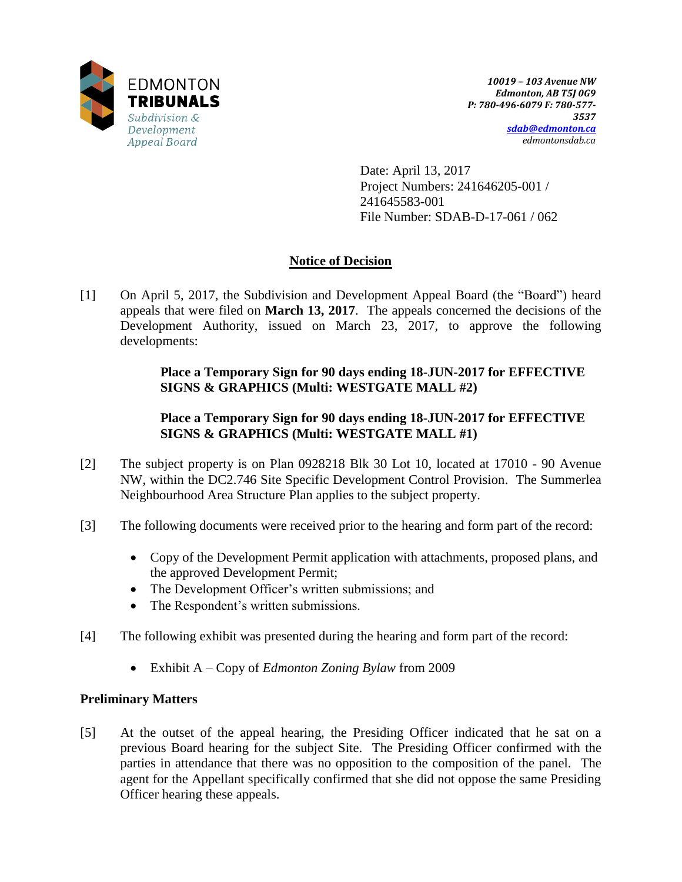EDMONTON
**TRIBUNALS**
*Subdivision & Development Appeal Board*

***10019 – 103 Avenue NW***
***Edmonton, AB T5J 0G9***
***P: 780-496-6079 F: 780-577-3537***
***sdab@edmonton.ca***
*edmontonsdab.ca*

Date: April 13, 2017
Project Numbers: 241646205-001 / 241645583-001
File Number: SDAB-D-17-061 / 062

## Notice of Decision

[1] On April 5, 2017, the Subdivision and Development Appeal Board (the "Board") heard appeals that were filed on **March 13, 2017**. The appeals concerned the decisions of the Development Authority, issued on March 23, 2017, to approve the following developments:

> **Place a Temporary Sign for 90 days ending 18-JUN-2017 for EFFECTIVE SIGNS & GRAPHICS (Multi: WESTGATE MALL #2)**
>
> **Place a Temporary Sign for 90 days ending 18-JUN-2017 for EFFECTIVE SIGNS & GRAPHICS (Multi: WESTGATE MALL #1)**

[2] The subject property is on Plan 0928218 Blk 30 Lot 10, located at 17010 - 90 Avenue NW, within the DC2.746 Site Specific Development Control Provision. The Summerlea Neighbourhood Area Structure Plan applies to the subject property.

[3] The following documents were received prior to the hearing and form part of the record:

- Copy of the Development Permit application with attachments, proposed plans, and the approved Development Permit;
- The Development Officer's written submissions; and
- The Respondent's written submissions.

[4] The following exhibit was presented during the hearing and form part of the record:

- Exhibit A – Copy of *Edmonton Zoning Bylaw* from 2009

### Preliminary Matters

[5] At the outset of the appeal hearing, the Presiding Officer indicated that he sat on a previous Board hearing for the subject Site. The Presiding Officer confirmed with the parties in attendance that there was no opposition to the composition of the panel. The agent for the Appellant specifically confirmed that she did not oppose the same Presiding Officer hearing these appeals.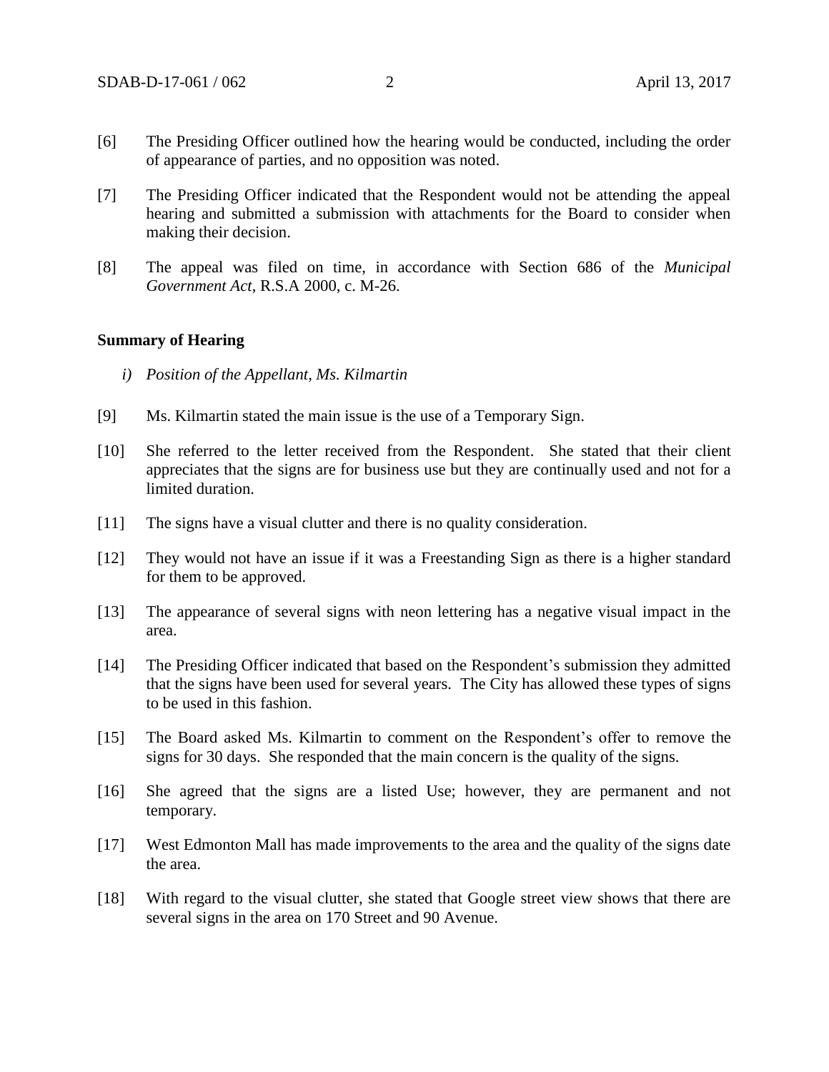[6] The Presiding Officer outlined how the hearing would be conducted, including the order of appearance of parties, and no opposition was noted.

[7] The Presiding Officer indicated that the Respondent would not be attending the appeal hearing and submitted a submission with attachments for the Board to consider when making their decision.

[8] The appeal was filed on time, in accordance with Section 686 of the *Municipal Government Act*, R.S.A 2000, c. M-26.

**Summary of Hearing**

*i) Position of the Appellant, Ms. Kilmartin*

[9] Ms. Kilmartin stated the main issue is the use of a Temporary Sign.

[10] She referred to the letter received from the Respondent. She stated that their client appreciates that the signs are for business use but they are continually used and not for a limited duration.

[11] The signs have a visual clutter and there is no quality consideration.

[12] They would not have an issue if it was a Freestanding Sign as there is a higher standard for them to be approved.

[13] The appearance of several signs with neon lettering has a negative visual impact in the area.

[14] The Presiding Officer indicated that based on the Respondent's submission they admitted that the signs have been used for several years. The City has allowed these types of signs to be used in this fashion.

[15] The Board asked Ms. Kilmartin to comment on the Respondent's offer to remove the signs for 30 days. She responded that the main concern is the quality of the signs.

[16] She agreed that the signs are a listed Use; however, they are permanent and not temporary.

[17] West Edmonton Mall has made improvements to the area and the quality of the signs date the area.

[18] With regard to the visual clutter, she stated that Google street view shows that there are several signs in the area on 170 Street and 90 Avenue.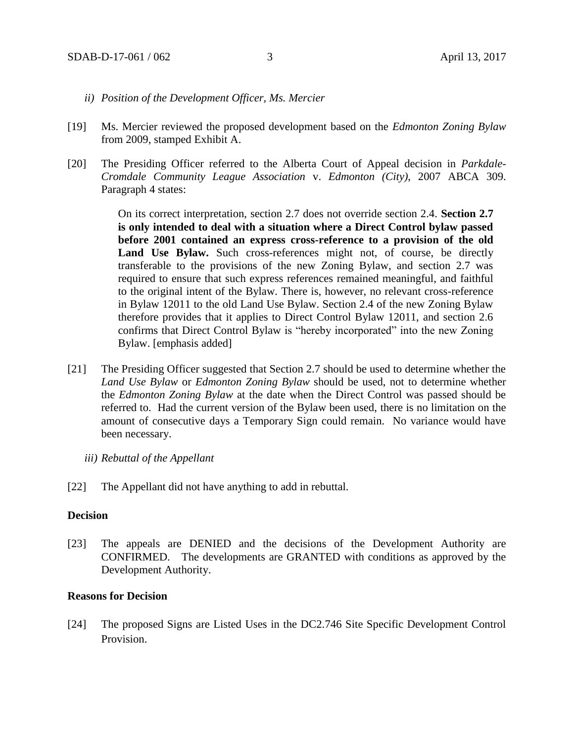*ii) Position of the Development Officer, Ms. Mercier*

[19] Ms. Mercier reviewed the proposed development based on the *Edmonton Zoning Bylaw* from 2009, stamped Exhibit A.

[20] The Presiding Officer referred to the Alberta Court of Appeal decision in *Parkdale-Cromdale Community League Association* v. *Edmonton (City)*, 2007 ABCA 309. Paragraph 4 states:

> On its correct interpretation, section 2.7 does not override section 2.4. **Section 2.7 is only intended to deal with a situation where a Direct Control bylaw passed before 2001 contained an express cross-reference to a provision of the old Land Use Bylaw.** Such cross-references might not, of course, be directly transferable to the provisions of the new Zoning Bylaw, and section 2.7 was required to ensure that such express references remained meaningful, and faithful to the original intent of the Bylaw. There is, however, no relevant cross-reference in Bylaw 12011 to the old Land Use Bylaw. Section 2.4 of the new Zoning Bylaw therefore provides that it applies to Direct Control Bylaw 12011, and section 2.6 confirms that Direct Control Bylaw is "hereby incorporated" into the new Zoning Bylaw. [emphasis added]

[21] The Presiding Officer suggested that Section 2.7 should be used to determine whether the *Land Use Bylaw* or *Edmonton Zoning Bylaw* should be used, not to determine whether the *Edmonton Zoning Bylaw* at the date when the Direct Control was passed should be referred to. Had the current version of the Bylaw been used, there is no limitation on the amount of consecutive days a Temporary Sign could remain. No variance would have been necessary.

*iii) Rebuttal of the Appellant*

[22] The Appellant did not have anything to add in rebuttal.

## Decision

[23] The appeals are DENIED and the decisions of the Development Authority are CONFIRMED. The developments are GRANTED with conditions as approved by the Development Authority.

## Reasons for Decision

[24] The proposed Signs are Listed Uses in the DC2.746 Site Specific Development Control Provision.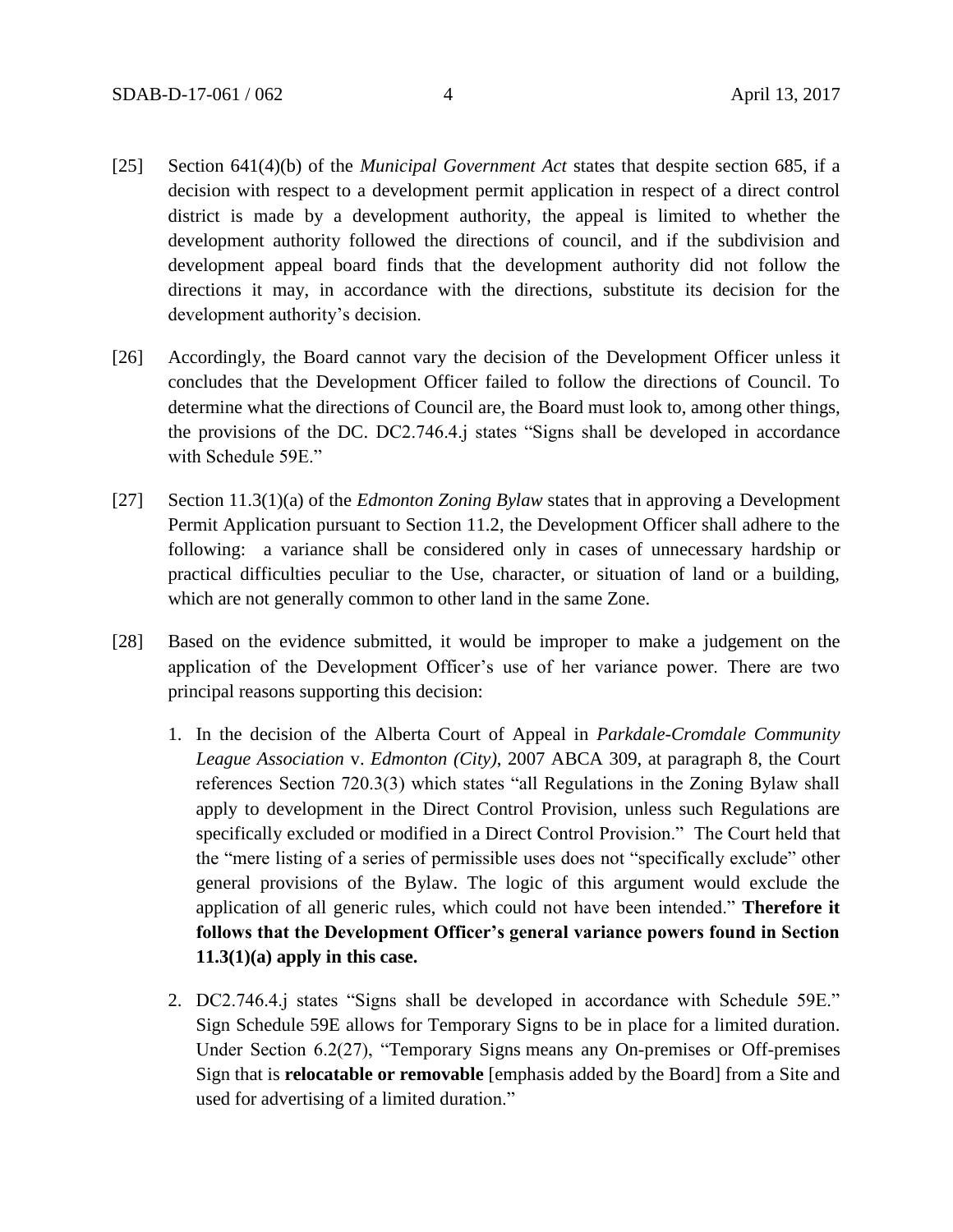[25] Section 641(4)(b) of the *Municipal Government Act* states that despite section 685, if a decision with respect to a development permit application in respect of a direct control district is made by a development authority, the appeal is limited to whether the development authority followed the directions of council, and if the subdivision and development appeal board finds that the development authority did not follow the directions it may, in accordance with the directions, substitute its decision for the development authority's decision.

[26] Accordingly, the Board cannot vary the decision of the Development Officer unless it concludes that the Development Officer failed to follow the directions of Council. To determine what the directions of Council are, the Board must look to, among other things, the provisions of the DC. DC2.746.4.j states "Signs shall be developed in accordance with Schedule 59E."

[27] Section 11.3(1)(a) of the *Edmonton Zoning Bylaw* states that in approving a Development Permit Application pursuant to Section 11.2, the Development Officer shall adhere to the following: a variance shall be considered only in cases of unnecessary hardship or practical difficulties peculiar to the Use, character, or situation of land or a building, which are not generally common to other land in the same Zone.

[28] Based on the evidence submitted, it would be improper to make a judgement on the application of the Development Officer's use of her variance power. There are two principal reasons supporting this decision:

1. In the decision of the Alberta Court of Appeal in *Parkdale-Cromdale Community League Association* v. *Edmonton (City)*, 2007 ABCA 309, at paragraph 8, the Court references Section 720.3(3) which states "all Regulations in the Zoning Bylaw shall apply to development in the Direct Control Provision, unless such Regulations are specifically excluded or modified in a Direct Control Provision." The Court held that the "mere listing of a series of permissible uses does not "specifically exclude" other general provisions of the Bylaw. The logic of this argument would exclude the application of all generic rules, which could not have been intended." **Therefore it follows that the Development Officer's general variance powers found in Section 11.3(1)(a) apply in this case.**

2. DC2.746.4.j states "Signs shall be developed in accordance with Schedule 59E." Sign Schedule 59E allows for Temporary Signs to be in place for a limited duration. Under Section 6.2(27), "Temporary Signs means any On-premises or Off-premises Sign that is **relocatable or removable** [emphasis added by the Board] from a Site and used for advertising of a limited duration."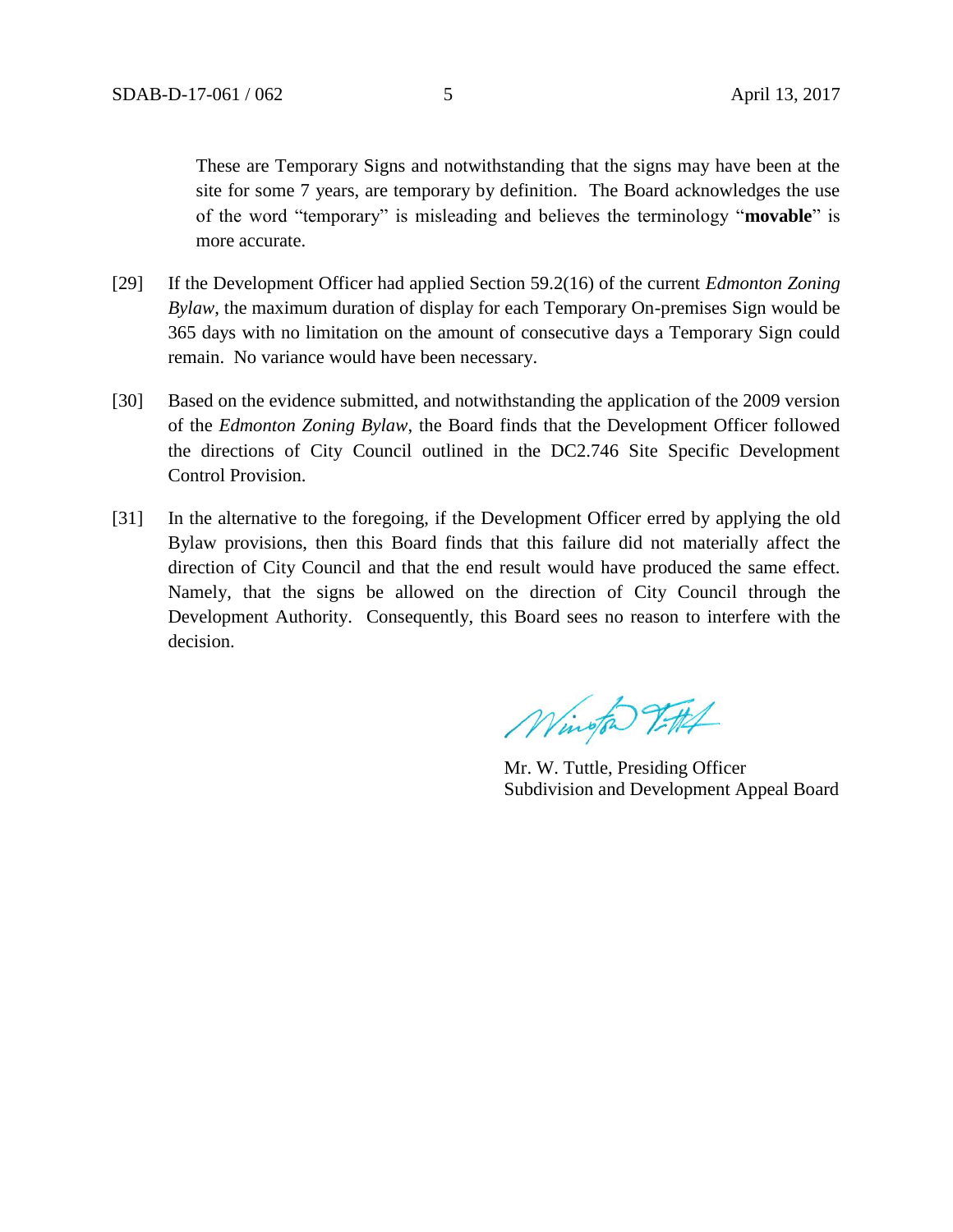These are Temporary Signs and notwithstanding that the signs may have been at the site for some 7 years, are temporary by definition. The Board acknowledges the use of the word "temporary" is misleading and believes the terminology "**movable**" is more accurate.

[29] If the Development Officer had applied Section 59.2(16) of the current *Edmonton Zoning Bylaw*, the maximum duration of display for each Temporary On-premises Sign would be 365 days with no limitation on the amount of consecutive days a Temporary Sign could remain. No variance would have been necessary.

[30] Based on the evidence submitted, and notwithstanding the application of the 2009 version of the *Edmonton Zoning Bylaw*, the Board finds that the Development Officer followed the directions of City Council outlined in the DC2.746 Site Specific Development Control Provision.

[31] In the alternative to the foregoing, if the Development Officer erred by applying the old Bylaw provisions, then this Board finds that this failure did not materially affect the direction of City Council and that the end result would have produced the same effect. Namely, that the signs be allowed on the direction of City Council through the Development Authority. Consequently, this Board sees no reason to interfere with the decision.

Mr. W. Tuttle, Presiding Officer
Subdivision and Development Appeal Board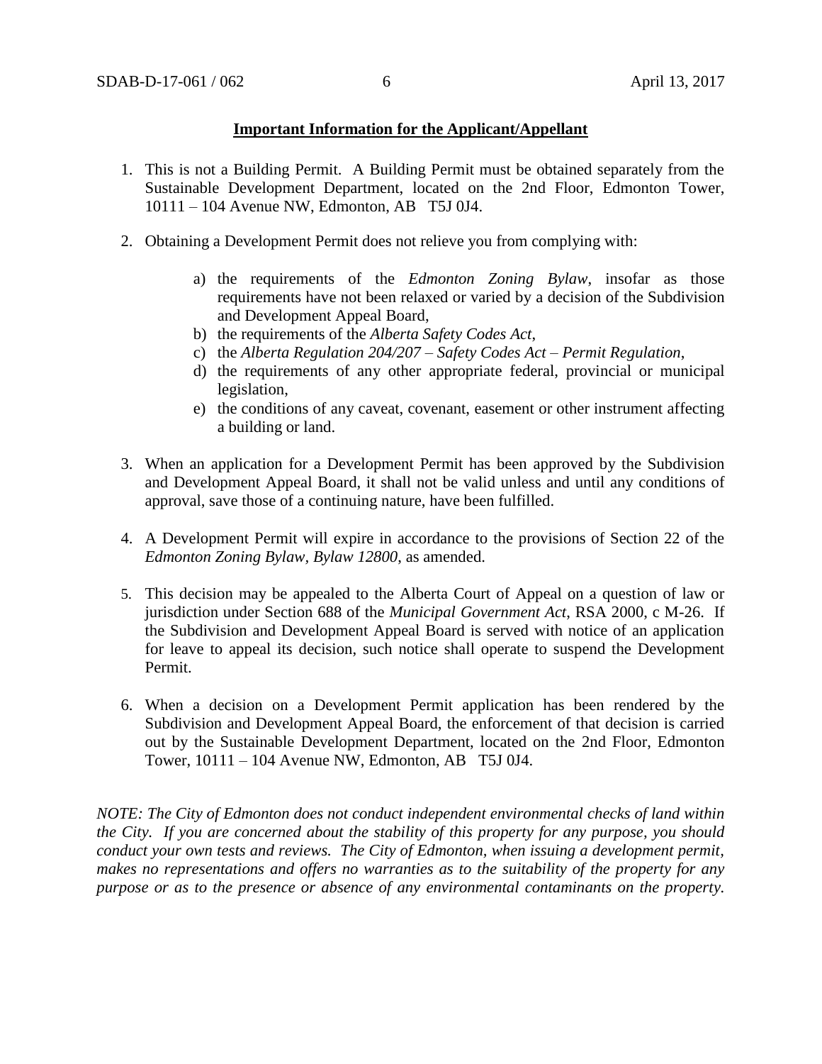**Important Information for the Applicant/Appellant**

1. This is not a Building Permit. A Building Permit must be obtained separately from the Sustainable Development Department, located on the 2nd Floor, Edmonton Tower, 10111 – 104 Avenue NW, Edmonton, AB T5J 0J4.

2. Obtaining a Development Permit does not relieve you from complying with:

    a) the requirements of the *Edmonton Zoning Bylaw*, insofar as those requirements have not been relaxed or varied by a decision of the Subdivision and Development Appeal Board,
    b) the requirements of the *Alberta Safety Codes Act*,
    c) the *Alberta Regulation 204/207 – Safety Codes Act – Permit Regulation*,
    d) the requirements of any other appropriate federal, provincial or municipal legislation,
    e) the conditions of any caveat, covenant, easement or other instrument affecting a building or land.

3. When an application for a Development Permit has been approved by the Subdivision and Development Appeal Board, it shall not be valid unless and until any conditions of approval, save those of a continuing nature, have been fulfilled.

4. A Development Permit will expire in accordance to the provisions of Section 22 of the *Edmonton Zoning Bylaw, Bylaw 12800*, as amended.

5. This decision may be appealed to the Alberta Court of Appeal on a question of law or jurisdiction under Section 688 of the *Municipal Government Act*, RSA 2000, c M-26. If the Subdivision and Development Appeal Board is served with notice of an application for leave to appeal its decision, such notice shall operate to suspend the Development Permit.

6. When a decision on a Development Permit application has been rendered by the Subdivision and Development Appeal Board, the enforcement of that decision is carried out by the Sustainable Development Department, located on the 2nd Floor, Edmonton Tower, 10111 – 104 Avenue NW, Edmonton, AB T5J 0J4.

*NOTE: The City of Edmonton does not conduct independent environmental checks of land within the City. If you are concerned about the stability of this property for any purpose, you should conduct your own tests and reviews. The City of Edmonton, when issuing a development permit, makes no representations and offers no warranties as to the suitability of the property for any purpose or as to the presence or absence of any environmental contaminants on the property.*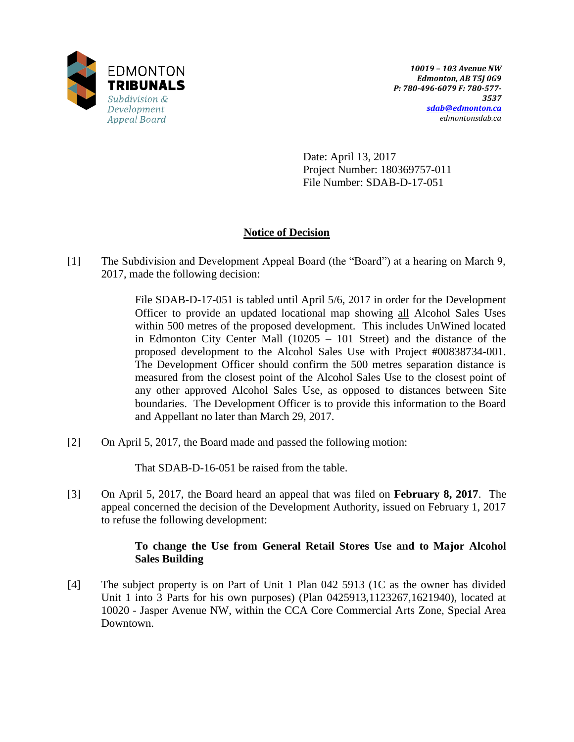10019 – 103 Avenue NW
Edmonton, AB T5J 0G9
P: 780-496-6079 F: 780-577-3537
sdab@edmonton.ca
edmontonsdab.ca

Date: April 13, 2017
Project Number: 180369757-011
File Number: SDAB-D-17-051

## Notice of Decision

[1] The Subdivision and Development Appeal Board (the "Board") at a hearing on March 9, 2017, made the following decision:

> File SDAB-D-17-051 is tabled until April 5/6, 2017 in order for the Development Officer to provide an updated locational map showing all Alcohol Sales Uses within 500 metres of the proposed development. This includes UnWined located in Edmonton City Center Mall (10205 – 101 Street) and the distance of the proposed development to the Alcohol Sales Use with Project #00838734-001. The Development Officer should confirm the 500 metres separation distance is measured from the closest point of the Alcohol Sales Use to the closest point of any other approved Alcohol Sales Use, as opposed to distances between Site boundaries. The Development Officer is to provide this information to the Board and Appellant no later than March 29, 2017.

[2] On April 5, 2017, the Board made and passed the following motion:

> That SDAB-D-16-051 be raised from the table.

[3] On April 5, 2017, the Board heard an appeal that was filed on **February 8, 2017**. The appeal concerned the decision of the Development Authority, issued on February 1, 2017 to refuse the following development:

> **To change the Use from General Retail Stores Use and to Major Alcohol Sales Building**

[4] The subject property is on Part of Unit 1 Plan 042 5913 (1C as the owner has divided Unit 1 into 3 Parts for his own purposes) (Plan 0425913,1123267,1621940), located at 10020 - Jasper Avenue NW, within the CCA Core Commercial Arts Zone, Special Area Downtown.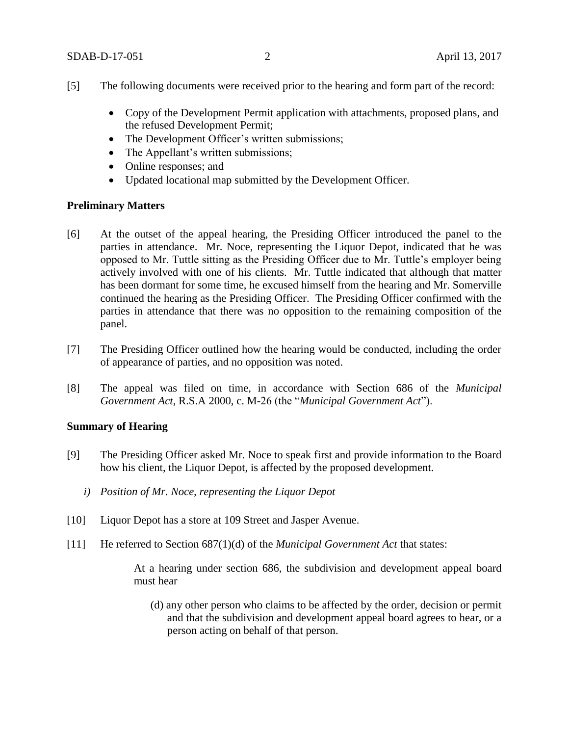[5] The following documents were received prior to the hearing and form part of the record:

- Copy of the Development Permit application with attachments, proposed plans, and the refused Development Permit;
- The Development Officer's written submissions;
- The Appellant's written submissions;
- Online responses; and
- Updated locational map submitted by the Development Officer.

**Preliminary Matters**

[6] At the outset of the appeal hearing, the Presiding Officer introduced the panel to the parties in attendance. Mr. Noce, representing the Liquor Depot, indicated that he was opposed to Mr. Tuttle sitting as the Presiding Officer due to Mr. Tuttle's employer being actively involved with one of his clients. Mr. Tuttle indicated that although that matter has been dormant for some time, he excused himself from the hearing and Mr. Somerville continued the hearing as the Presiding Officer. The Presiding Officer confirmed with the parties in attendance that there was no opposition to the remaining composition of the panel.

[7] The Presiding Officer outlined how the hearing would be conducted, including the order of appearance of parties, and no opposition was noted.

[8] The appeal was filed on time, in accordance with Section 686 of the *Municipal Government Act*, R.S.A 2000, c. M-26 (the "*Municipal Government Act*").

**Summary of Hearing**

[9] The Presiding Officer asked Mr. Noce to speak first and provide information to the Board how his client, the Liquor Depot, is affected by the proposed development.

*i) Position of Mr. Noce, representing the Liquor Depot*

[10] Liquor Depot has a store at 109 Street and Jasper Avenue.

[11] He referred to Section 687(1)(d) of the *Municipal Government Act* that states:

> At a hearing under section 686, the subdivision and development appeal board must hear
>
> (d) any other person who claims to be affected by the order, decision or permit and that the subdivision and development appeal board agrees to hear, or a person acting on behalf of that person.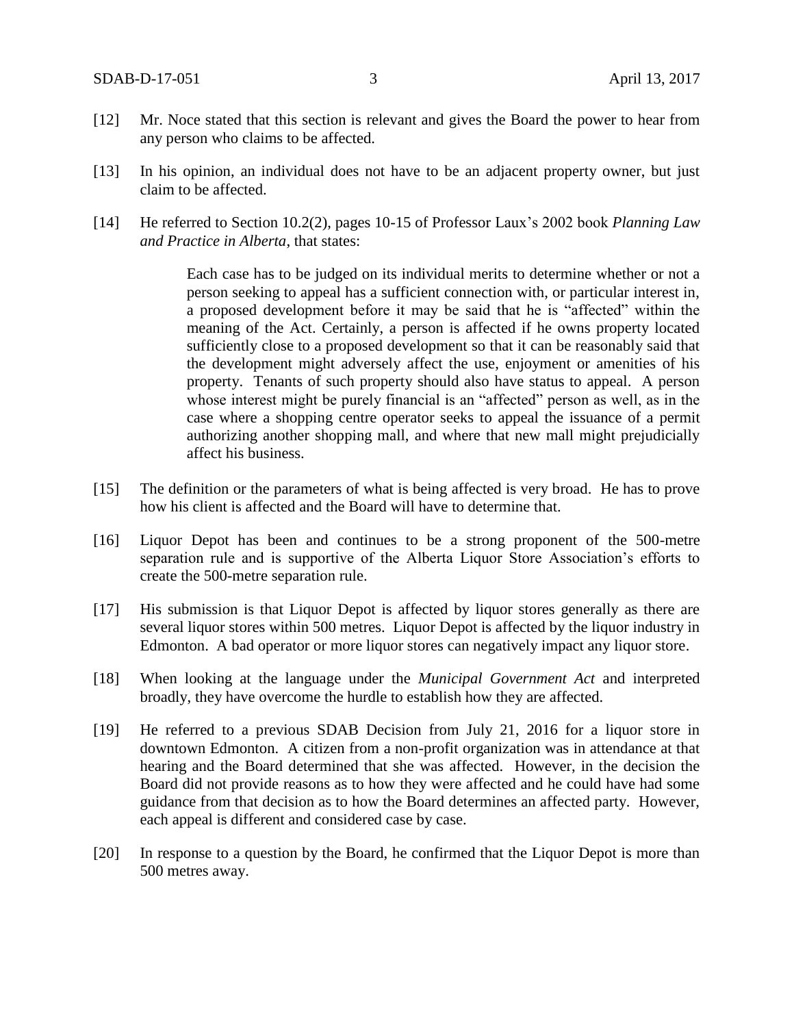[12] Mr. Noce stated that this section is relevant and gives the Board the power to hear from any person who claims to be affected.

[13] In his opinion, an individual does not have to be an adjacent property owner, but just claim to be affected.

[14] He referred to Section 10.2(2), pages 10-15 of Professor Laux's 2002 book *Planning Law and Practice in Alberta*, that states:

> Each case has to be judged on its individual merits to determine whether or not a person seeking to appeal has a sufficient connection with, or particular interest in, a proposed development before it may be said that he is "affected" within the meaning of the Act. Certainly, a person is affected if he owns property located sufficiently close to a proposed development so that it can be reasonably said that the development might adversely affect the use, enjoyment or amenities of his property. Tenants of such property should also have status to appeal. A person whose interest might be purely financial is an "affected" person as well, as in the case where a shopping centre operator seeks to appeal the issuance of a permit authorizing another shopping mall, and where that new mall might prejudicially affect his business.

[15] The definition or the parameters of what is being affected is very broad. He has to prove how his client is affected and the Board will have to determine that.

[16] Liquor Depot has been and continues to be a strong proponent of the 500-metre separation rule and is supportive of the Alberta Liquor Store Association's efforts to create the 500-metre separation rule.

[17] His submission is that Liquor Depot is affected by liquor stores generally as there are several liquor stores within 500 metres. Liquor Depot is affected by the liquor industry in Edmonton. A bad operator or more liquor stores can negatively impact any liquor store.

[18] When looking at the language under the *Municipal Government Act* and interpreted broadly, they have overcome the hurdle to establish how they are affected.

[19] He referred to a previous SDAB Decision from July 21, 2016 for a liquor store in downtown Edmonton. A citizen from a non-profit organization was in attendance at that hearing and the Board determined that she was affected. However, in the decision the Board did not provide reasons as to how they were affected and he could have had some guidance from that decision as to how the Board determines an affected party. However, each appeal is different and considered case by case.

[20] In response to a question by the Board, he confirmed that the Liquor Depot is more than 500 metres away.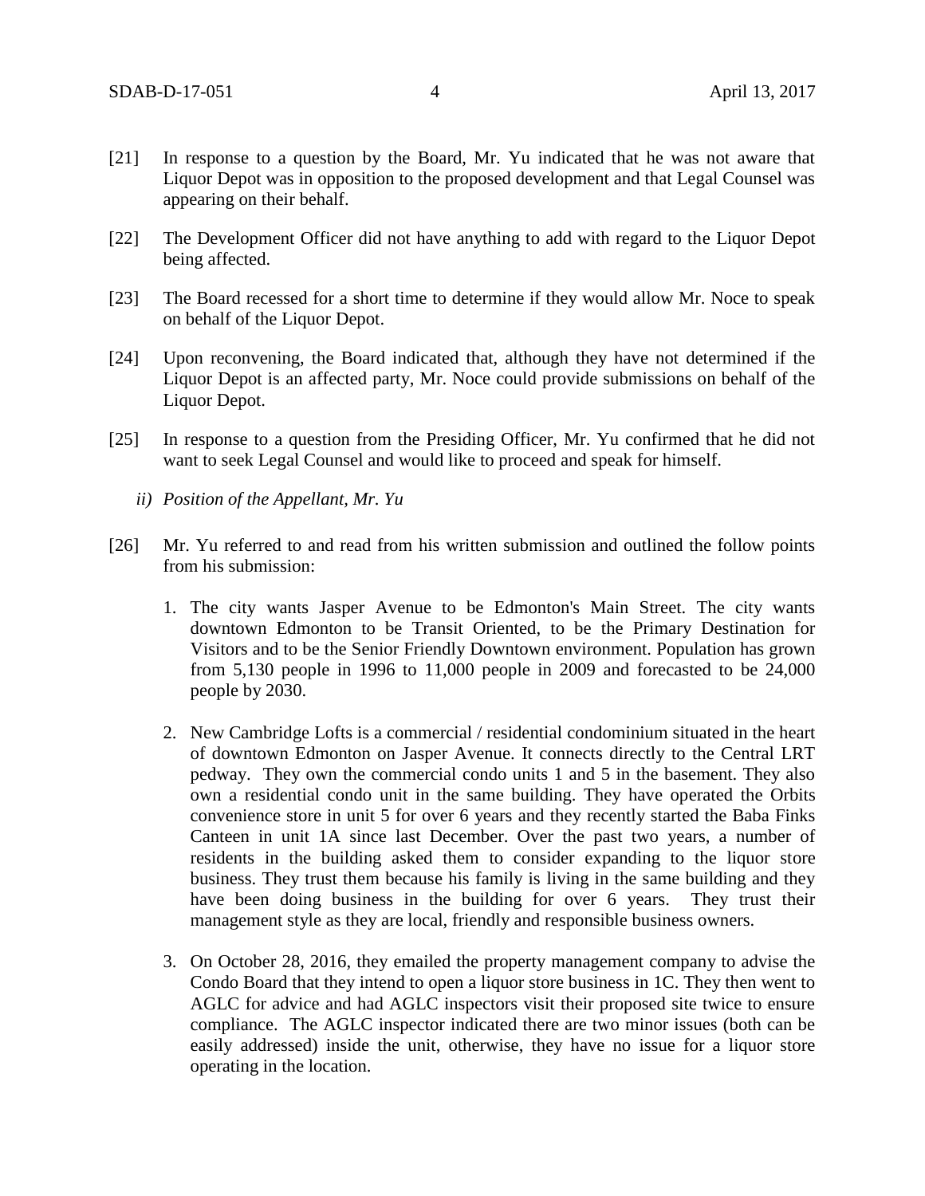[21] In response to a question by the Board, Mr. Yu indicated that he was not aware that Liquor Depot was in opposition to the proposed development and that Legal Counsel was appearing on their behalf.

[22] The Development Officer did not have anything to add with regard to the Liquor Depot being affected.

[23] The Board recessed for a short time to determine if they would allow Mr. Noce to speak on behalf of the Liquor Depot.

[24] Upon reconvening, the Board indicated that, although they have not determined if the Liquor Depot is an affected party, Mr. Noce could provide submissions on behalf of the Liquor Depot.

[25] In response to a question from the Presiding Officer, Mr. Yu confirmed that he did not want to seek Legal Counsel and would like to proceed and speak for himself.

*ii) Position of the Appellant, Mr. Yu*

[26] Mr. Yu referred to and read from his written submission and outlined the follow points from his submission:

1. The city wants Jasper Avenue to be Edmonton's Main Street. The city wants downtown Edmonton to be Transit Oriented, to be the Primary Destination for Visitors and to be the Senior Friendly Downtown environment. Population has grown from 5,130 people in 1996 to 11,000 people in 2009 and forecasted to be 24,000 people by 2030.

2. New Cambridge Lofts is a commercial / residential condominium situated in the heart of downtown Edmonton on Jasper Avenue. It connects directly to the Central LRT pedway. They own the commercial condo units 1 and 5 in the basement. They also own a residential condo unit in the same building. They have operated the Orbits convenience store in unit 5 for over 6 years and they recently started the Baba Finks Canteen in unit 1A since last December. Over the past two years, a number of residents in the building asked them to consider expanding to the liquor store business. They trust them because his family is living in the same building and they have been doing business in the building for over 6 years. They trust their management style as they are local, friendly and responsible business owners.

3. On October 28, 2016, they emailed the property management company to advise the Condo Board that they intend to open a liquor store business in 1C. They then went to AGLC for advice and had AGLC inspectors visit their proposed site twice to ensure compliance. The AGLC inspector indicated there are two minor issues (both can be easily addressed) inside the unit, otherwise, they have no issue for a liquor store operating in the location.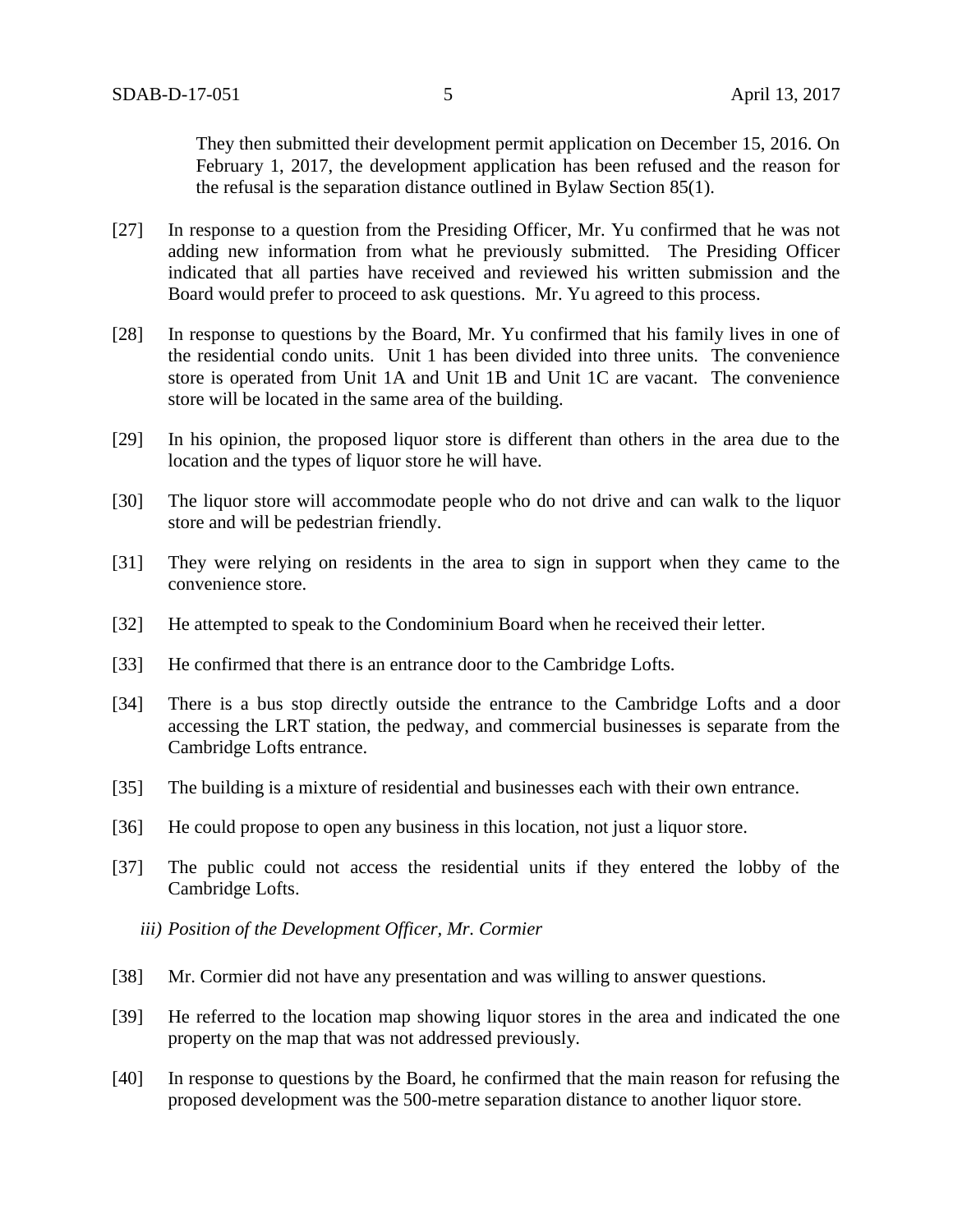They then submitted their development permit application on December 15, 2016. On February 1, 2017, the development application has been refused and the reason for the refusal is the separation distance outlined in Bylaw Section 85(1).

[27] In response to a question from the Presiding Officer, Mr. Yu confirmed that he was not adding new information from what he previously submitted. The Presiding Officer indicated that all parties have received and reviewed his written submission and the Board would prefer to proceed to ask questions. Mr. Yu agreed to this process.

[28] In response to questions by the Board, Mr. Yu confirmed that his family lives in one of the residential condo units. Unit 1 has been divided into three units. The convenience store is operated from Unit 1A and Unit 1B and Unit 1C are vacant. The convenience store will be located in the same area of the building.

[29] In his opinion, the proposed liquor store is different than others in the area due to the location and the types of liquor store he will have.

[30] The liquor store will accommodate people who do not drive and can walk to the liquor store and will be pedestrian friendly.

[31] They were relying on residents in the area to sign in support when they came to the convenience store.

[32] He attempted to speak to the Condominium Board when he received their letter.

[33] He confirmed that there is an entrance door to the Cambridge Lofts.

[34] There is a bus stop directly outside the entrance to the Cambridge Lofts and a door accessing the LRT station, the pedway, and commercial businesses is separate from the Cambridge Lofts entrance.

[35] The building is a mixture of residential and businesses each with their own entrance.

[36] He could propose to open any business in this location, not just a liquor store.

[37] The public could not access the residential units if they entered the lobby of the Cambridge Lofts.

*iii) Position of the Development Officer, Mr. Cormier*

[38] Mr. Cormier did not have any presentation and was willing to answer questions.

[39] He referred to the location map showing liquor stores in the area and indicated the one property on the map that was not addressed previously.

[40] In response to questions by the Board, he confirmed that the main reason for refusing the proposed development was the 500-metre separation distance to another liquor store.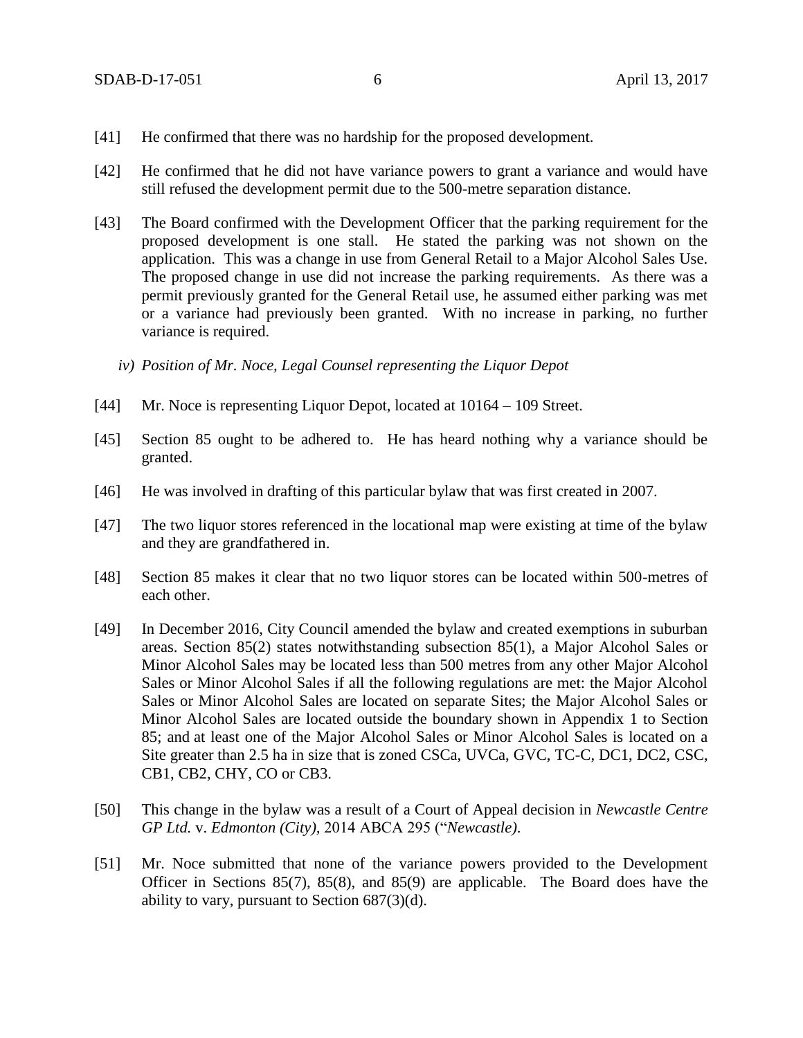[41] He confirmed that there was no hardship for the proposed development.

[42] He confirmed that he did not have variance powers to grant a variance and would have still refused the development permit due to the 500-metre separation distance.

[43] The Board confirmed with the Development Officer that the parking requirement for the proposed development is one stall. He stated the parking was not shown on the application. This was a change in use from General Retail to a Major Alcohol Sales Use. The proposed change in use did not increase the parking requirements. As there was a permit previously granted for the General Retail use, he assumed either parking was met or a variance had previously been granted. With no increase in parking, no further variance is required.

*iv) Position of Mr. Noce, Legal Counsel representing the Liquor Depot*

[44] Mr. Noce is representing Liquor Depot, located at 10164 – 109 Street.

[45] Section 85 ought to be adhered to. He has heard nothing why a variance should be granted.

[46] He was involved in drafting of this particular bylaw that was first created in 2007.

[47] The two liquor stores referenced in the locational map were existing at time of the bylaw and they are grandfathered in.

[48] Section 85 makes it clear that no two liquor stores can be located within 500-metres of each other.

[49] In December 2016, City Council amended the bylaw and created exemptions in suburban areas. Section 85(2) states notwithstanding subsection 85(1), a Major Alcohol Sales or Minor Alcohol Sales may be located less than 500 metres from any other Major Alcohol Sales or Minor Alcohol Sales if all the following regulations are met: the Major Alcohol Sales or Minor Alcohol Sales are located on separate Sites; the Major Alcohol Sales or Minor Alcohol Sales are located outside the boundary shown in Appendix 1 to Section 85; and at least one of the Major Alcohol Sales or Minor Alcohol Sales is located on a Site greater than 2.5 ha in size that is zoned CSCa, UVCa, GVC, TC-C, DC1, DC2, CSC, CB1, CB2, CHY, CO or CB3.

[50] This change in the bylaw was a result of a Court of Appeal decision in *Newcastle Centre GP Ltd.* v. *Edmonton (City)*, 2014 ABCA 295 ("*Newcastle)*.

[51] Mr. Noce submitted that none of the variance powers provided to the Development Officer in Sections 85(7), 85(8), and 85(9) are applicable. The Board does have the ability to vary, pursuant to Section 687(3)(d).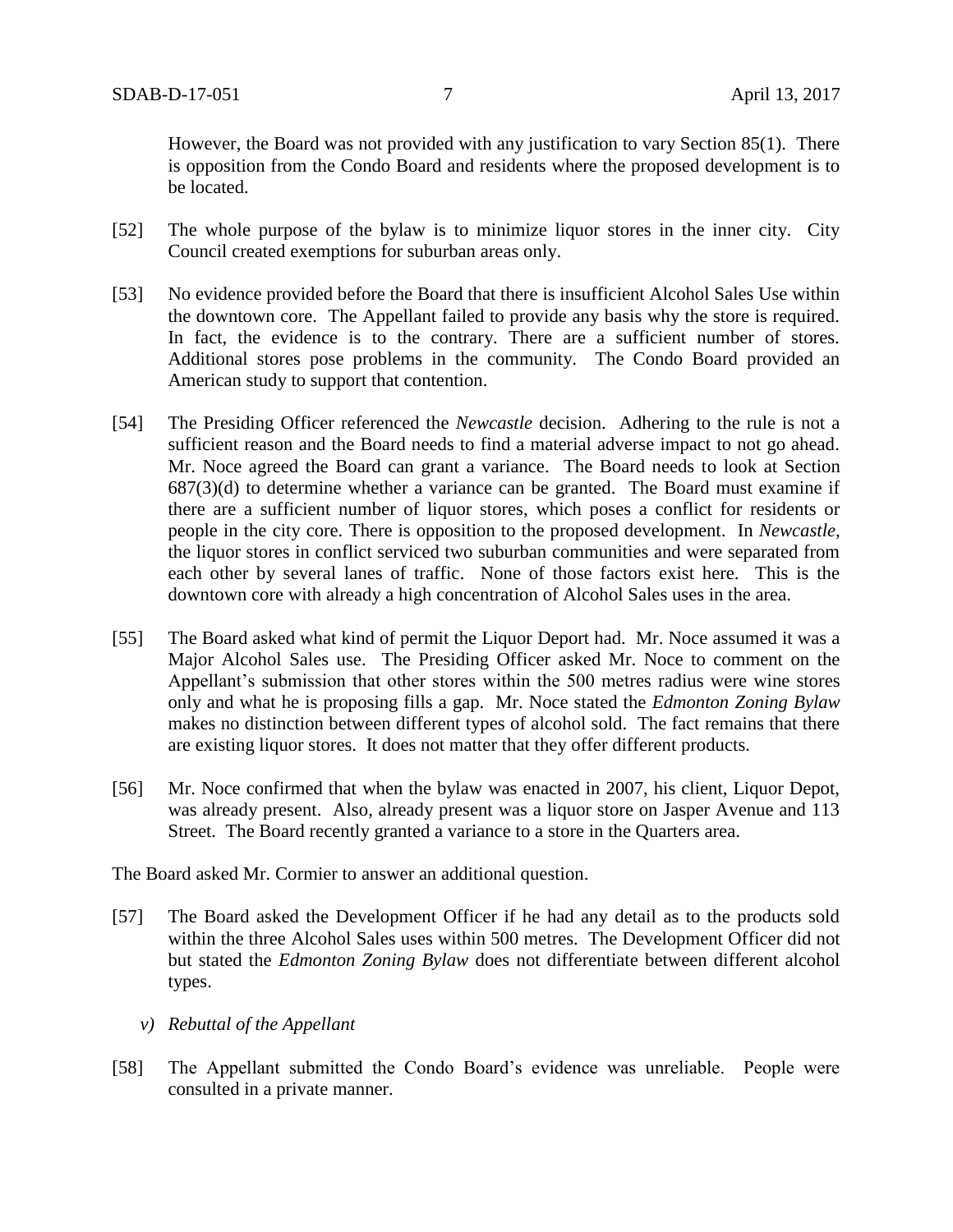However, the Board was not provided with any justification to vary Section 85(1). There is opposition from the Condo Board and residents where the proposed development is to be located.

[52] The whole purpose of the bylaw is to minimize liquor stores in the inner city. City Council created exemptions for suburban areas only.

[53] No evidence provided before the Board that there is insufficient Alcohol Sales Use within the downtown core. The Appellant failed to provide any basis why the store is required. In fact, the evidence is to the contrary. There are a sufficient number of stores. Additional stores pose problems in the community. The Condo Board provided an American study to support that contention.

[54] The Presiding Officer referenced the *Newcastle* decision. Adhering to the rule is not a sufficient reason and the Board needs to find a material adverse impact to not go ahead. Mr. Noce agreed the Board can grant a variance. The Board needs to look at Section 687(3)(d) to determine whether a variance can be granted. The Board must examine if there are a sufficient number of liquor stores, which poses a conflict for residents or people in the city core. There is opposition to the proposed development. In *Newcastle*, the liquor stores in conflict serviced two suburban communities and were separated from each other by several lanes of traffic. None of those factors exist here. This is the downtown core with already a high concentration of Alcohol Sales uses in the area.

[55] The Board asked what kind of permit the Liquor Deport had. Mr. Noce assumed it was a Major Alcohol Sales use. The Presiding Officer asked Mr. Noce to comment on the Appellant's submission that other stores within the 500 metres radius were wine stores only and what he is proposing fills a gap. Mr. Noce stated the *Edmonton Zoning Bylaw* makes no distinction between different types of alcohol sold. The fact remains that there are existing liquor stores. It does not matter that they offer different products.

[56] Mr. Noce confirmed that when the bylaw was enacted in 2007, his client, Liquor Depot, was already present. Also, already present was a liquor store on Jasper Avenue and 113 Street. The Board recently granted a variance to a store in the Quarters area.

The Board asked Mr. Cormier to answer an additional question.

[57] The Board asked the Development Officer if he had any detail as to the products sold within the three Alcohol Sales uses within 500 metres. The Development Officer did not but stated the *Edmonton Zoning Bylaw* does not differentiate between different alcohol types.

*v) Rebuttal of the Appellant*

[58] The Appellant submitted the Condo Board's evidence was unreliable. People were consulted in a private manner.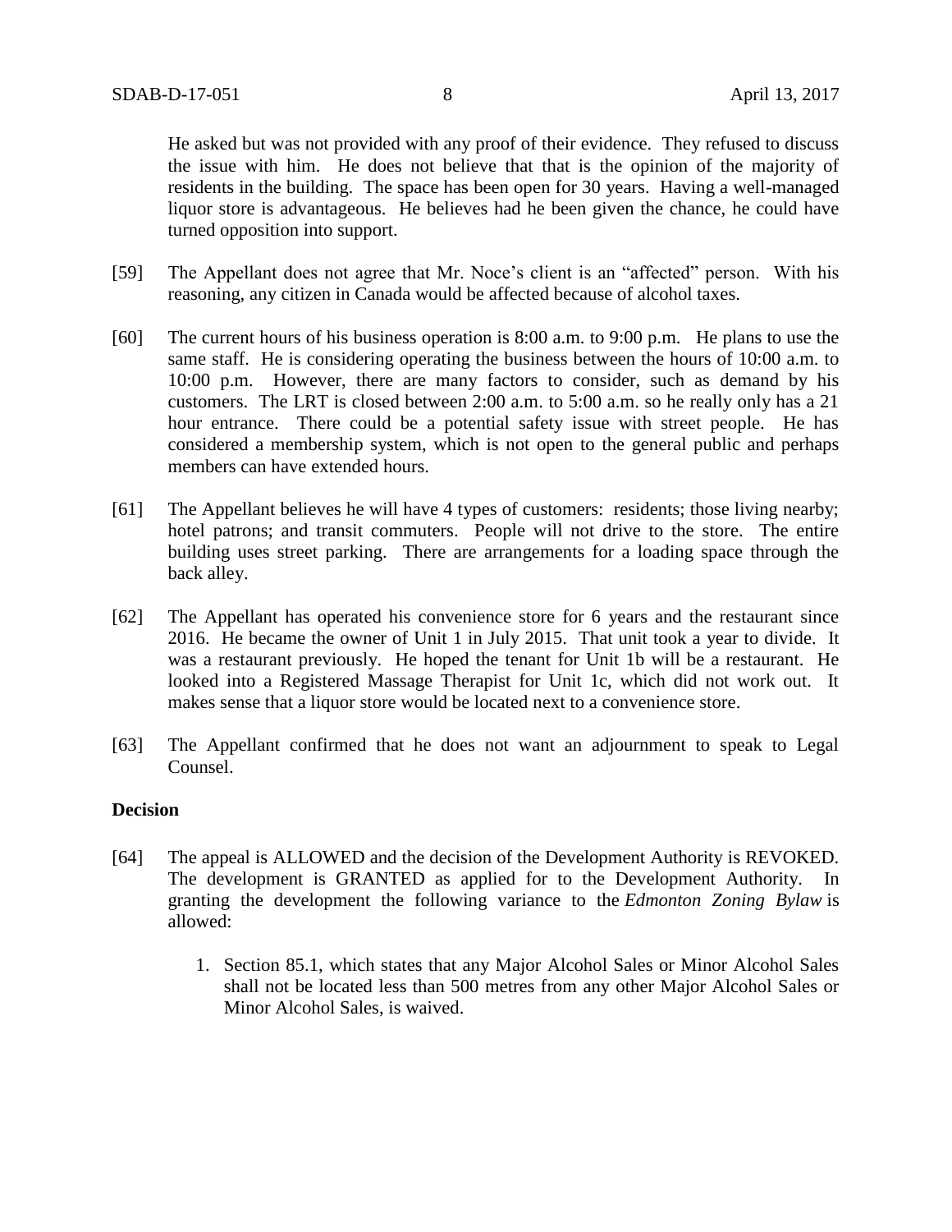He asked but was not provided with any proof of their evidence. They refused to discuss the issue with him. He does not believe that that is the opinion of the majority of residents in the building. The space has been open for 30 years. Having a well-managed liquor store is advantageous. He believes had he been given the chance, he could have turned opposition into support.

[59] The Appellant does not agree that Mr. Noce's client is an "affected" person. With his reasoning, any citizen in Canada would be affected because of alcohol taxes.

[60] The current hours of his business operation is 8:00 a.m. to 9:00 p.m. He plans to use the same staff. He is considering operating the business between the hours of 10:00 a.m. to 10:00 p.m. However, there are many factors to consider, such as demand by his customers. The LRT is closed between 2:00 a.m. to 5:00 a.m. so he really only has a 21 hour entrance. There could be a potential safety issue with street people. He has considered a membership system, which is not open to the general public and perhaps members can have extended hours.

[61] The Appellant believes he will have 4 types of customers: residents; those living nearby; hotel patrons; and transit commuters. People will not drive to the store. The entire building uses street parking. There are arrangements for a loading space through the back alley.

[62] The Appellant has operated his convenience store for 6 years and the restaurant since 2016. He became the owner of Unit 1 in July 2015. That unit took a year to divide. It was a restaurant previously. He hoped the tenant for Unit 1b will be a restaurant. He looked into a Registered Massage Therapist for Unit 1c, which did not work out. It makes sense that a liquor store would be located next to a convenience store.

[63] The Appellant confirmed that he does not want an adjournment to speak to Legal Counsel.

**Decision**

[64] The appeal is ALLOWED and the decision of the Development Authority is REVOKED. The development is GRANTED as applied for to the Development Authority. In granting the development the following variance to the *Edmonton Zoning Bylaw* is allowed:

1. Section 85.1, which states that any Major Alcohol Sales or Minor Alcohol Sales shall not be located less than 500 metres from any other Major Alcohol Sales or Minor Alcohol Sales, is waived.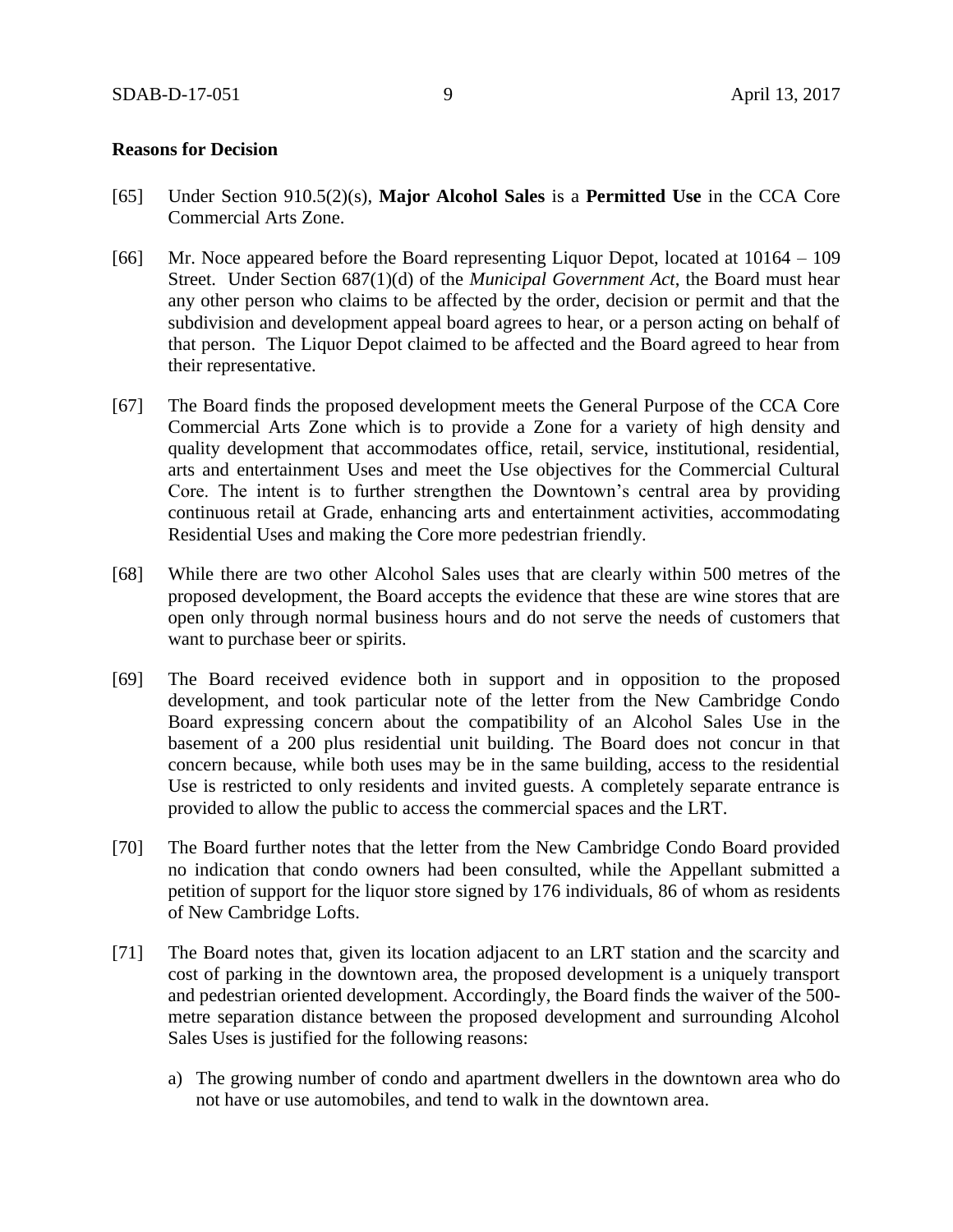**Reasons for Decision**

[65] Under Section 910.5(2)(s), **Major Alcohol Sales** is a **Permitted Use** in the CCA Core Commercial Arts Zone.

[66] Mr. Noce appeared before the Board representing Liquor Depot, located at 10164 – 109 Street. Under Section 687(1)(d) of the *Municipal Government Act*, the Board must hear any other person who claims to be affected by the order, decision or permit and that the subdivision and development appeal board agrees to hear, or a person acting on behalf of that person. The Liquor Depot claimed to be affected and the Board agreed to hear from their representative.

[67] The Board finds the proposed development meets the General Purpose of the CCA Core Commercial Arts Zone which is to provide a Zone for a variety of high density and quality development that accommodates office, retail, service, institutional, residential, arts and entertainment Uses and meet the Use objectives for the Commercial Cultural Core. The intent is to further strengthen the Downtown's central area by providing continuous retail at Grade, enhancing arts and entertainment activities, accommodating Residential Uses and making the Core more pedestrian friendly.

[68] While there are two other Alcohol Sales uses that are clearly within 500 metres of the proposed development, the Board accepts the evidence that these are wine stores that are open only through normal business hours and do not serve the needs of customers that want to purchase beer or spirits.

[69] The Board received evidence both in support and in opposition to the proposed development, and took particular note of the letter from the New Cambridge Condo Board expressing concern about the compatibility of an Alcohol Sales Use in the basement of a 200 plus residential unit building. The Board does not concur in that concern because, while both uses may be in the same building, access to the residential Use is restricted to only residents and invited guests. A completely separate entrance is provided to allow the public to access the commercial spaces and the LRT.

[70] The Board further notes that the letter from the New Cambridge Condo Board provided no indication that condo owners had been consulted, while the Appellant submitted a petition of support for the liquor store signed by 176 individuals, 86 of whom as residents of New Cambridge Lofts.

[71] The Board notes that, given its location adjacent to an LRT station and the scarcity and cost of parking in the downtown area, the proposed development is a uniquely transport and pedestrian oriented development. Accordingly, the Board finds the waiver of the 500-metre separation distance between the proposed development and surrounding Alcohol Sales Uses is justified for the following reasons:

a) The growing number of condo and apartment dwellers in the downtown area who do not have or use automobiles, and tend to walk in the downtown area.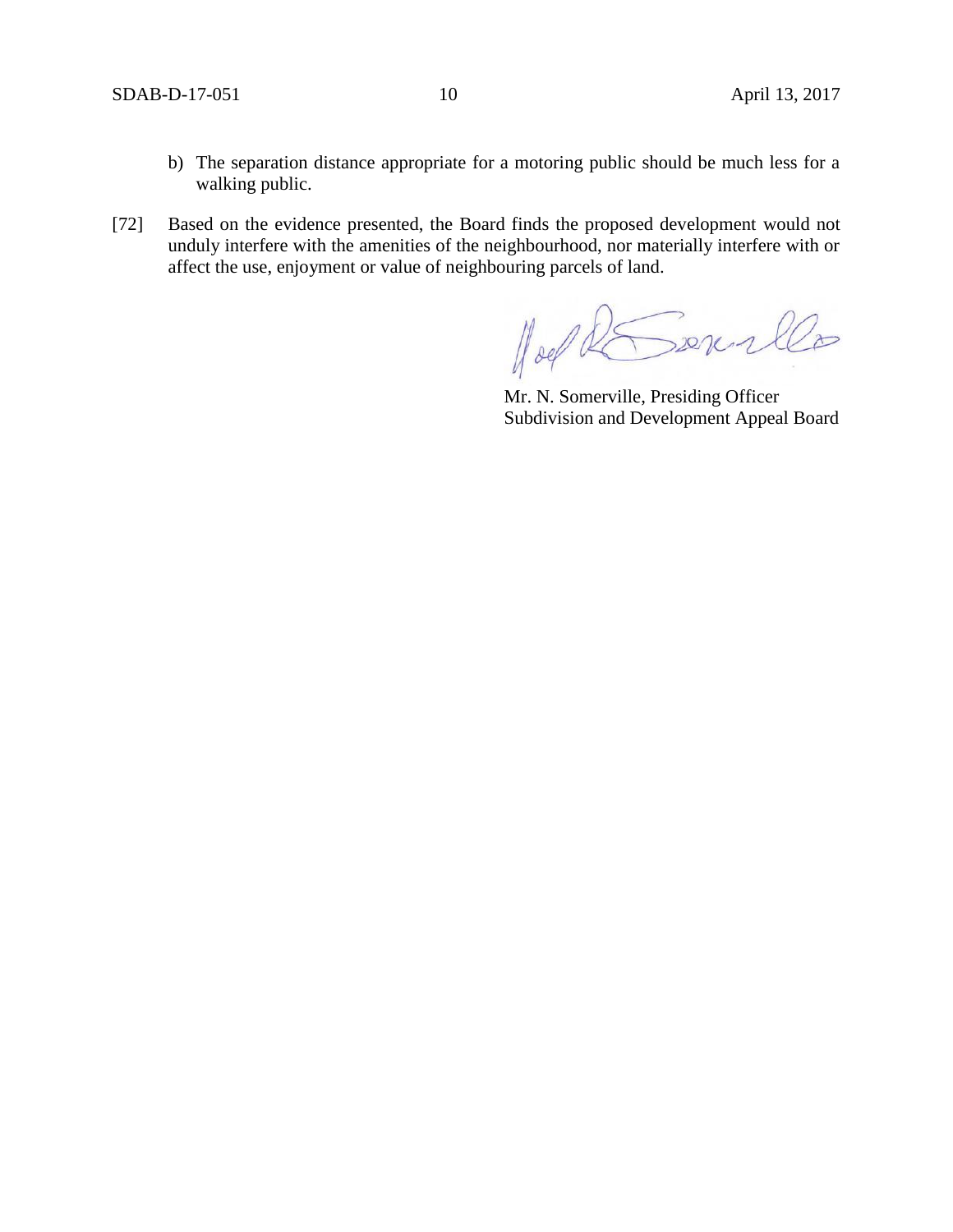b) The separation distance appropriate for a motoring public should be much less for a walking public.

[72] Based on the evidence presented, the Board finds the proposed development would not unduly interfere with the amenities of the neighbourhood, nor materially interfere with or affect the use, enjoyment or value of neighbouring parcels of land.

Mr. N. Somerville, Presiding Officer
Subdivision and Development Appeal Board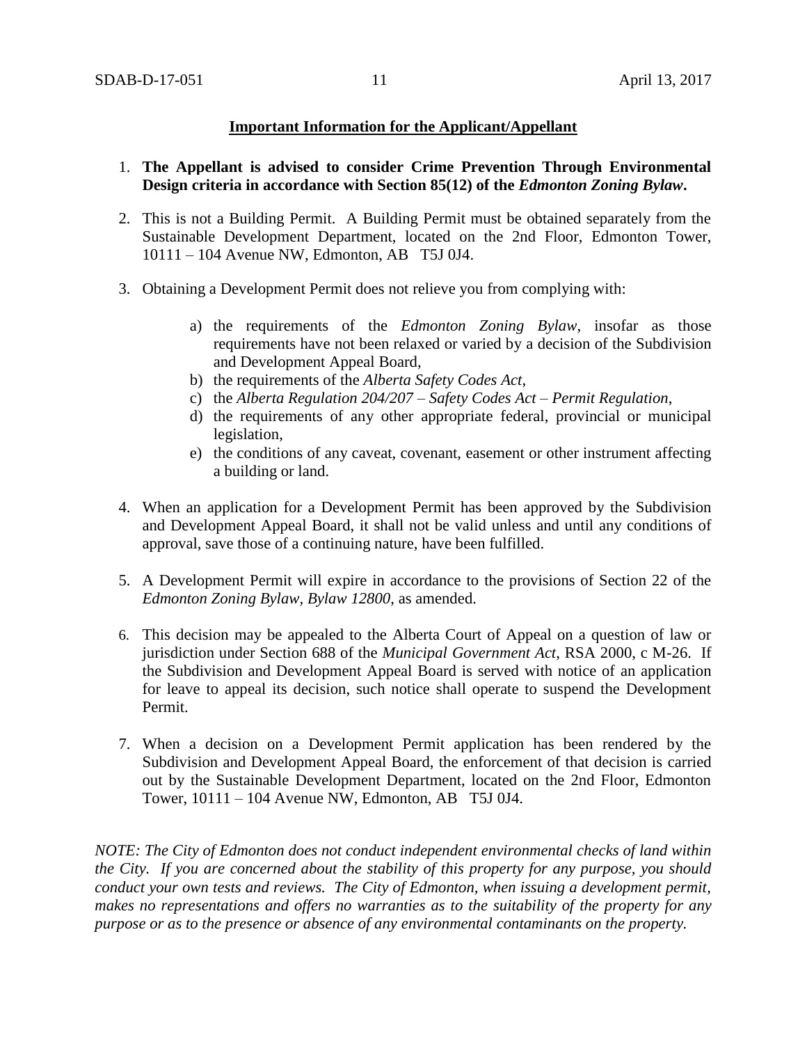**Important Information for the Applicant/Appellant**

1. **The Appellant is advised to consider Crime Prevention Through Environmental Design criteria in accordance with Section 85(12) of the *Edmonton Zoning Bylaw*.**

2. This is not a Building Permit. A Building Permit must be obtained separately from the Sustainable Development Department, located on the 2nd Floor, Edmonton Tower, 10111 – 104 Avenue NW, Edmonton, AB T5J 0J4.

3. Obtaining a Development Permit does not relieve you from complying with:

    a) the requirements of the *Edmonton Zoning Bylaw*, insofar as those requirements have not been relaxed or varied by a decision of the Subdivision and Development Appeal Board,
    b) the requirements of the *Alberta Safety Codes Act*,
    c) the *Alberta Regulation 204/207 – Safety Codes Act – Permit Regulation*,
    d) the requirements of any other appropriate federal, provincial or municipal legislation,
    e) the conditions of any caveat, covenant, easement or other instrument affecting a building or land.

4. When an application for a Development Permit has been approved by the Subdivision and Development Appeal Board, it shall not be valid unless and until any conditions of approval, save those of a continuing nature, have been fulfilled.

5. A Development Permit will expire in accordance to the provisions of Section 22 of the *Edmonton Zoning Bylaw, Bylaw 12800*, as amended.

6. This decision may be appealed to the Alberta Court of Appeal on a question of law or jurisdiction under Section 688 of the *Municipal Government Act*, RSA 2000, c M-26. If the Subdivision and Development Appeal Board is served with notice of an application for leave to appeal its decision, such notice shall operate to suspend the Development Permit.

7. When a decision on a Development Permit application has been rendered by the Subdivision and Development Appeal Board, the enforcement of that decision is carried out by the Sustainable Development Department, located on the 2nd Floor, Edmonton Tower, 10111 – 104 Avenue NW, Edmonton, AB T5J 0J4.

*NOTE: The City of Edmonton does not conduct independent environmental checks of land within the City. If you are concerned about the stability of this property for any purpose, you should conduct your own tests and reviews. The City of Edmonton, when issuing a development permit, makes no representations and offers no warranties as to the suitability of the property for any purpose or as to the presence or absence of any environmental contaminants on the property.*